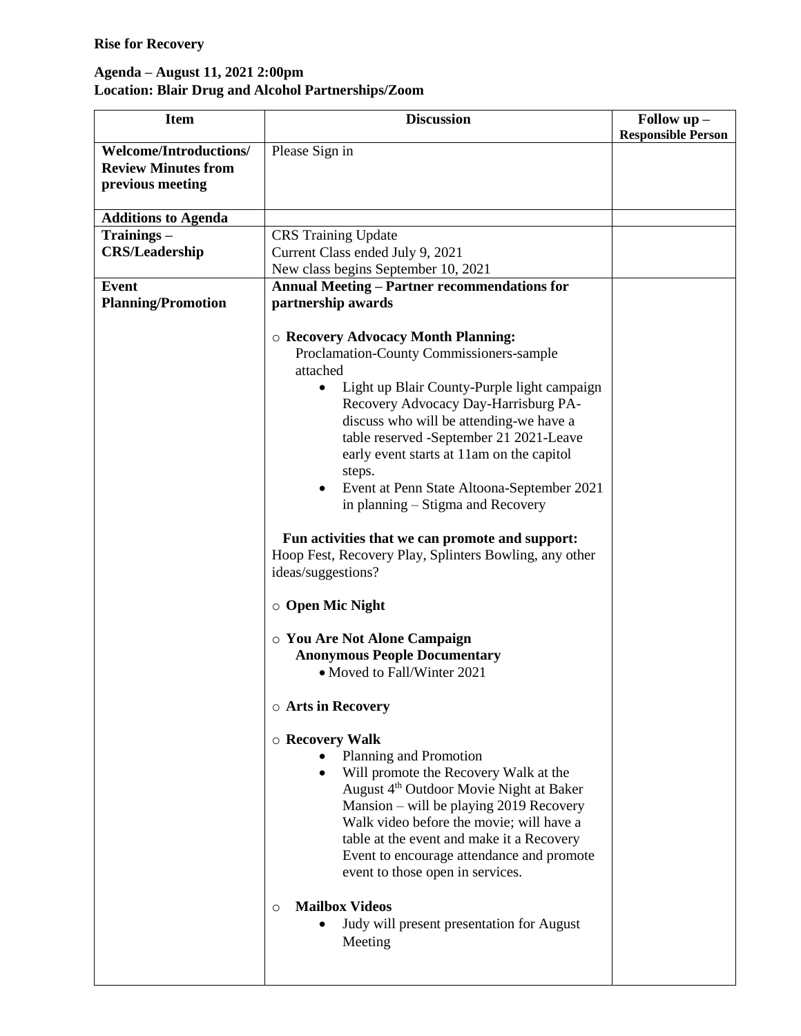**Rise for Recovery**

**Agenda – August 11, 2021 2:00pm**
**Location: Blair Drug and Alcohol Partnerships/Zoom**

| Item | Discussion | Follow up – Responsible Person |
|---|---|---|
| **Welcome/Introductions/ Review Minutes from previous meeting** | Please Sign in | |
| **Additions to Agenda** | | |
| **Trainings – CRS/Leadership** | CRS Training Update<br>Current Class ended July 9, 2021<br>New class begins September 10, 2021 | |
| **Event Planning/Promotion** | **Annual Meeting – Partner recommendations for partnership awards**<br><br>○ **Recovery Advocacy Month Planning:**<br>Proclamation-County Commissioners-sample attached<br>• Light up Blair County-Purple light campaign Recovery Advocacy Day-Harrisburg PA-discuss who will be attending-we have a table reserved -September 21 2021-Leave early event starts at 11am on the capitol steps.<br>• Event at Penn State Altoona-September 2021 in planning – Stigma and Recovery<br><br>**Fun activities that we can promote and support:**<br>Hoop Fest, Recovery Play, Splinters Bowling, any other ideas/suggestions?<br><br>○ **Open Mic Night**<br><br>○ **You Are Not Alone Campaign**<br>**Anonymous People Documentary**<br>• Moved to Fall/Winter 2021<br><br>○ **Arts in Recovery**<br><br>○ **Recovery Walk**<br>• Planning and Promotion<br>• Will promote the Recovery Walk at the August 4th Outdoor Movie Night at Baker Mansion – will be playing 2019 Recovery Walk video before the movie; will have a table at the event and make it a Recovery Event to encourage attendance and promote event to those open in services.<br><br>○ **Mailbox Videos**<br>• Judy will present presentation for August Meeting | |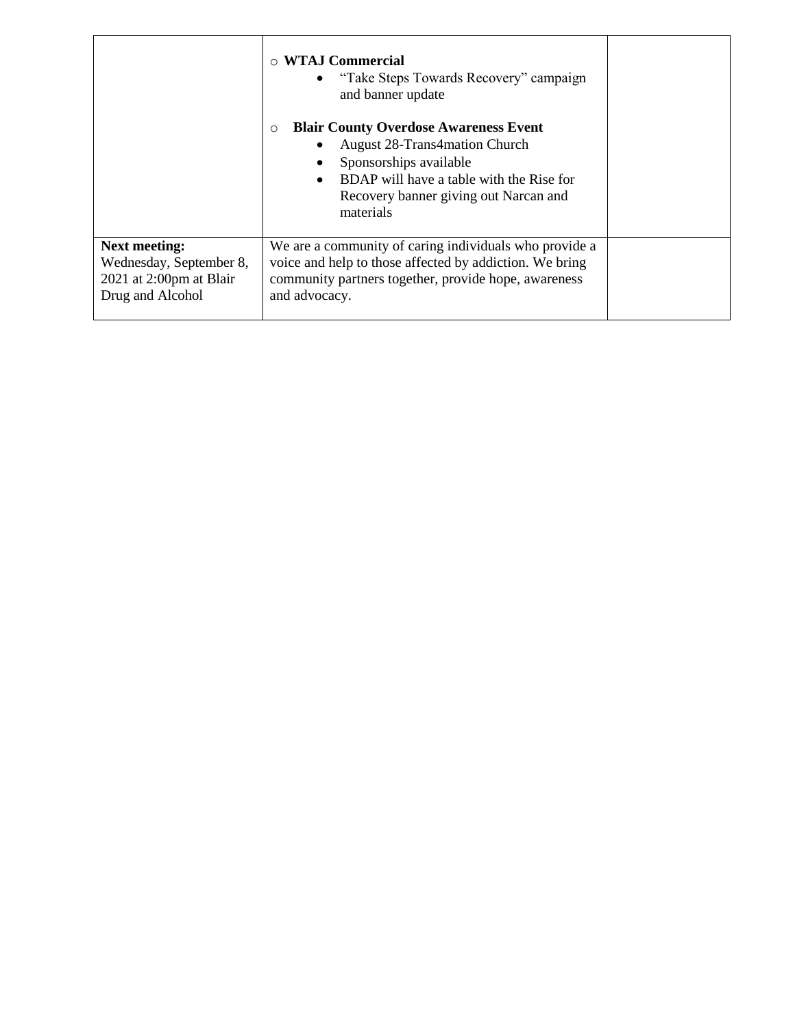| | | |
|---|---|---|
| | ○ **WTAJ Commercial**<br>• "Take Steps Towards Recovery" campaign and banner update<br><br>○ **Blair County Overdose Awareness Event**<br>• August 28-Trans4mation Church<br>• Sponsorships available<br>• BDAP will have a table with the Rise for Recovery banner giving out Narcan and materials | |
| **Next meeting:** Wednesday, September 8, 2021 at 2:00pm at Blair Drug and Alcohol | We are a community of caring individuals who provide a voice and help to those affected by addiction. We bring community partners together, provide hope, awareness and advocacy. | |